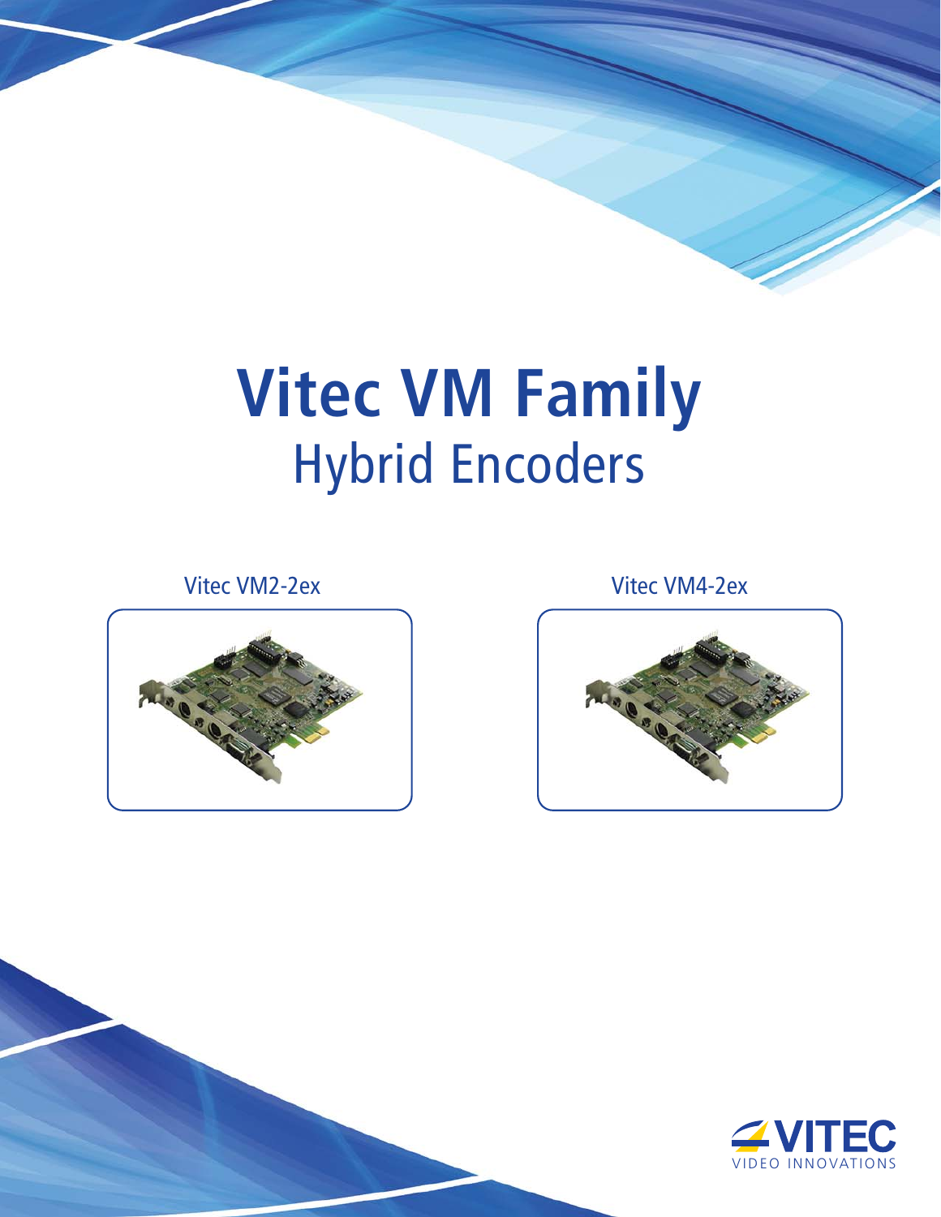# Vitec VM Family

## Hybrid Encoders

Vitec VM2-2ex

Vitec VM4-2ex

VITEC
VIDEO INNOVATIONS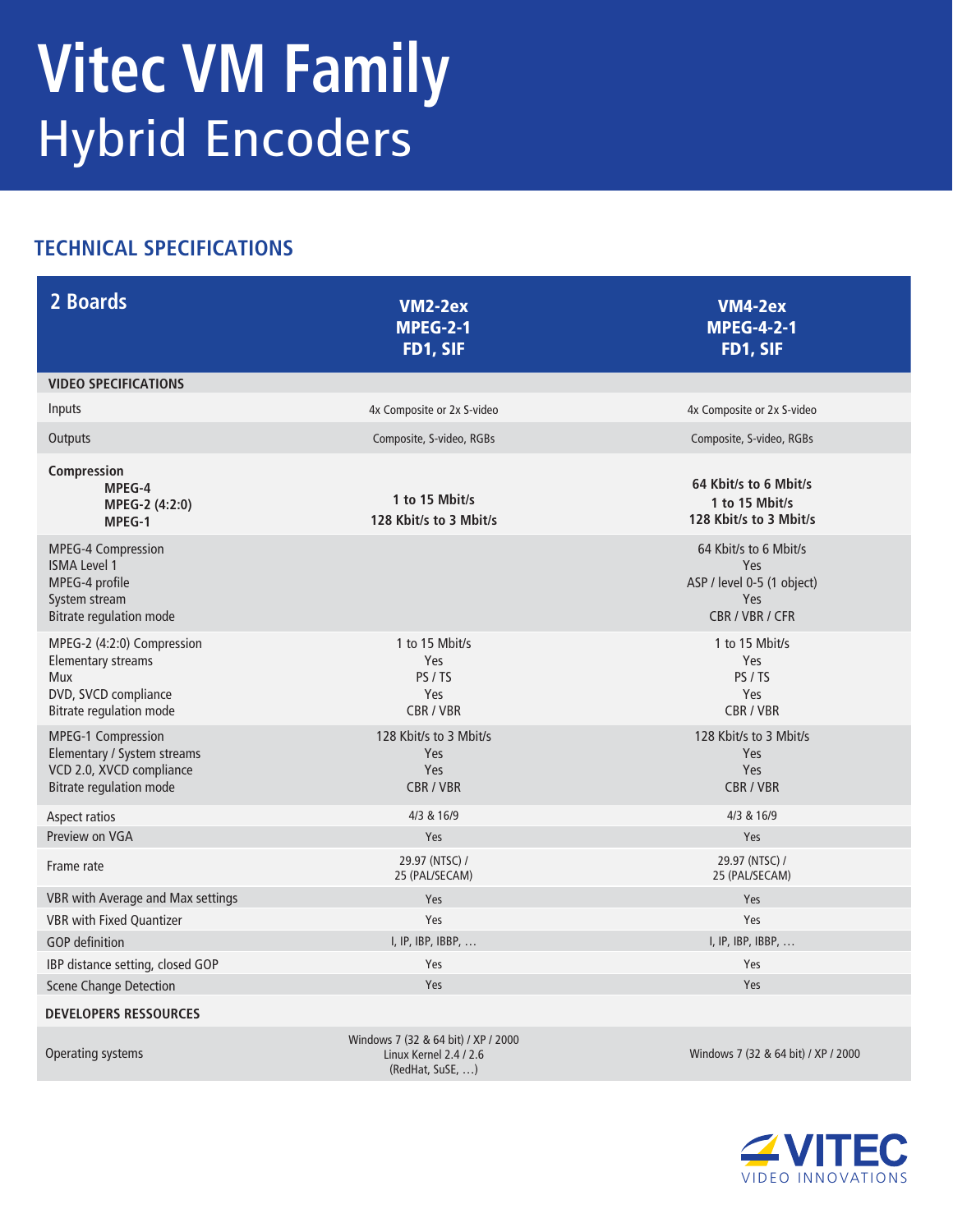# Vitec VM Family
## Hybrid Encoders

### TECHNICAL SPECIFICATIONS

| 2 Boards | VM2-2ex<br>MPEG-2-1<br>FD1, SIF | VM4-2ex<br>MPEG-4-2-1<br>FD1, SIF |
|---|---|---|
| **VIDEO SPECIFICATIONS** | | |
| Inputs | 4x Composite or 2x S-video | 4x Composite or 2x S-video |
| Outputs | Composite, S-video, RGBs | Composite, S-video, RGBs |
| **Compression**<br>**MPEG-4**<br>**MPEG-2 (4:2:0)**<br>**MPEG-1** | <br><br>**1 to 15 Mbit/s**<br>**128 Kbit/s to 3 Mbit/s** | <br>**64 Kbit/s to 6 Mbit/s**<br>**1 to 15 Mbit/s**<br>**128 Kbit/s to 3 Mbit/s** |
| MPEG-4 Compression<br>ISMA Level 1<br>MPEG-4 profile<br>System stream<br>Bitrate regulation mode | | 64 Kbit/s to 6 Mbit/s<br>Yes<br>ASP / level 0-5 (1 object)<br>Yes<br>CBR / VBR / CFR |
| MPEG-2 (4:2:0) Compression<br>Elementary streams<br>Mux<br>DVD, SVCD compliance<br>Bitrate regulation mode | 1 to 15 Mbit/s<br>Yes<br>PS / TS<br>Yes<br>CBR / VBR | 1 to 15 Mbit/s<br>Yes<br>PS / TS<br>Yes<br>CBR / VBR |
| MPEG-1 Compression<br>Elementary / System streams<br>VCD 2.0, XVCD compliance<br>Bitrate regulation mode | 128 Kbit/s to 3 Mbit/s<br>Yes<br>Yes<br>CBR / VBR | 128 Kbit/s to 3 Mbit/s<br>Yes<br>Yes<br>CBR / VBR |
| Aspect ratios | 4/3 & 16/9 | 4/3 & 16/9 |
| Preview on VGA | Yes | Yes |
| Frame rate | 29.97 (NTSC) /<br>25 (PAL/SECAM) | 29.97 (NTSC) /<br>25 (PAL/SECAM) |
| VBR with Average and Max settings | Yes | Yes |
| VBR with Fixed Quantizer | Yes | Yes |
| GOP definition | I, IP, IBP, IBBP, … | I, IP, IBP, IBBP, … |
| IBP distance setting, closed GOP | Yes | Yes |
| Scene Change Detection | Yes | Yes |
| **DEVELOPERS RESSOURCES** | | |
| Operating systems | Windows 7 (32 & 64 bit) / XP / 2000<br>Linux Kernel 2.4 / 2.6<br>(RedHat, SuSE, …) | Windows 7 (32 & 64 bit) / XP / 2000 |

VITEC
VIDEO INNOVATIONS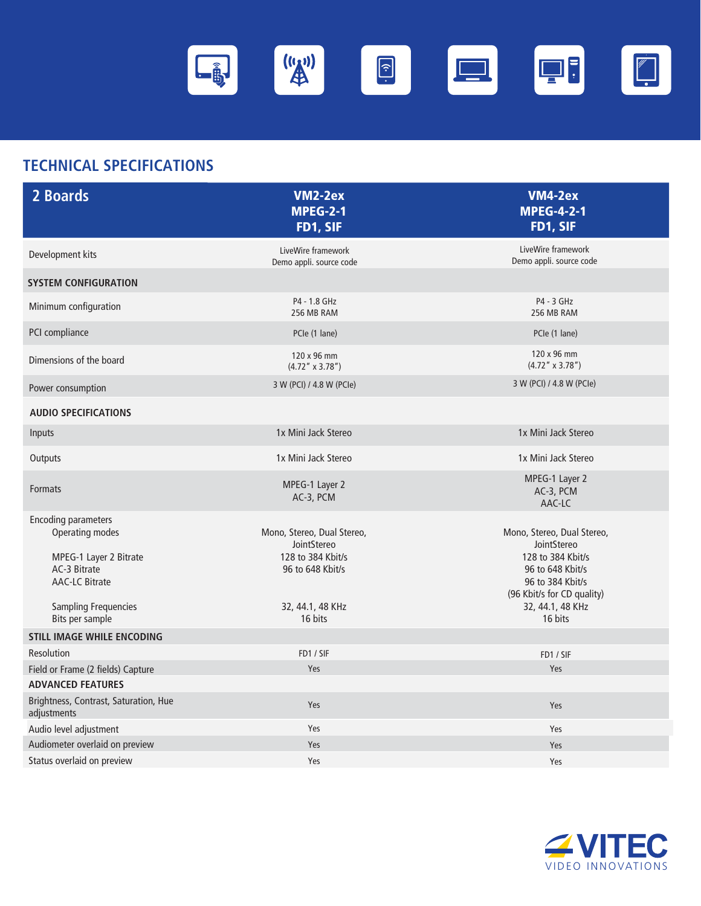## TECHNICAL SPECIFICATIONS

| 2 Boards | VM2-2ex MPEG-2-1 FD1, SIF | VM4-2ex MPEG-4-2-1 FD1, SIF |
|---|---|---|
| Development kits | LiveWire framework<br>Demo appli. source code | LiveWire framework<br>Demo appli. source code |
| **SYSTEM CONFIGURATION** | | |
| Minimum configuration | P4 - 1.8 GHz<br>256 MB RAM | P4 - 3 GHz<br>256 MB RAM |
| PCI compliance | PCIe (1 lane) | PCIe (1 lane) |
| Dimensions of the board | 120 x 96 mm<br>(4.72" x 3.78") | 120 x 96 mm<br>(4.72" x 3.78") |
| Power consumption | 3 W (PCI) / 4.8 W (PCIe) | 3 W (PCI) / 4.8 W (PCIe) |
| **AUDIO SPECIFICATIONS** | | |
| Inputs | 1x Mini Jack Stereo | 1x Mini Jack Stereo |
| Outputs | 1x Mini Jack Stereo | 1x Mini Jack Stereo |
| Formats | MPEG-1 Layer 2<br>AC-3, PCM | MPEG-1 Layer 2<br>AC-3, PCM<br>AAC-LC |
| Encoding parameters | | |
| Operating modes | Mono, Stereo, Dual Stereo, JointStereo | Mono, Stereo, Dual Stereo, JointStereo |
| MPEG-1 Layer 2 Bitrate | 128 to 384 Kbit/s | 128 to 384 Kbit/s |
| AC-3 Bitrate | 96 to 648 Kbit/s | 96 to 648 Kbit/s |
| AAC-LC Bitrate | | 96 to 384 Kbit/s<br>(96 Kbit/s for CD quality) |
| Sampling Frequencies | 32, 44.1, 48 KHz | 32, 44.1, 48 KHz |
| Bits per sample | 16 bits | 16 bits |
| **STILL IMAGE WHILE ENCODING** | | |
| Resolution | FD1 / SIF | FD1 / SIF |
| Field or Frame (2 fields) Capture | Yes | Yes |
| **ADVANCED FEATURES** | | |
| Brightness, Contrast, Saturation, Hue adjustments | Yes | Yes |
| Audio level adjustment | Yes | Yes |
| Audiometer overlaid on preview | Yes | Yes |
| Status overlaid on preview | Yes | Yes |

VITEC
VIDEO INNOVATIONS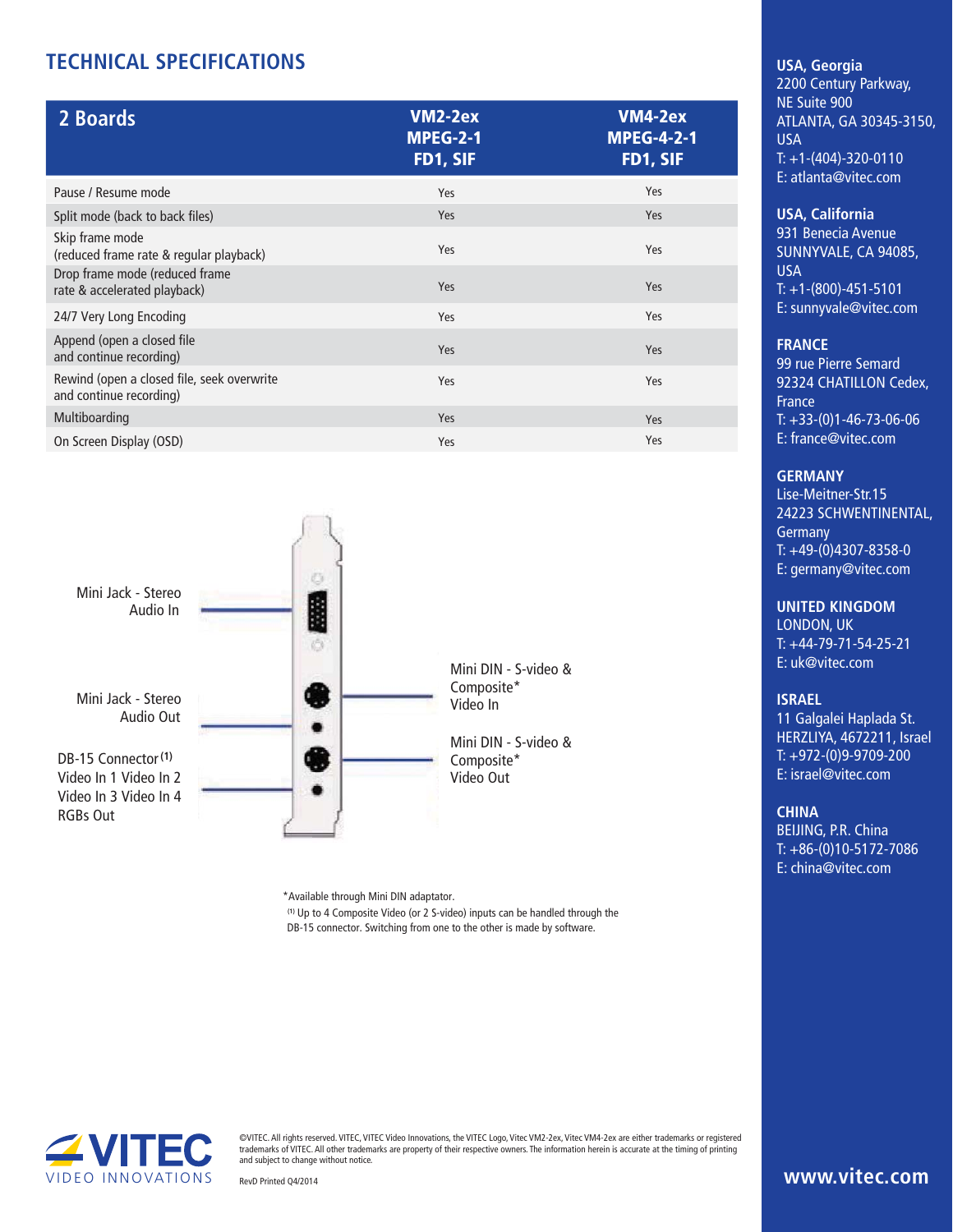## TECHNICAL SPECIFICATIONS

| 2 Boards | VM2-2ex MPEG-2-1 FD1, SIF | VM4-2ex MPEG-4-2-1 FD1, SIF |
|---|---|---|
| Pause / Resume mode | Yes | Yes |
| Split mode (back to back files) | Yes | Yes |
| Skip frame mode (reduced frame rate & regular playback) | Yes | Yes |
| Drop frame mode (reduced frame rate & accelerated playback) | Yes | Yes |
| 24/7 Very Long Encoding | Yes | Yes |
| Append (open a closed file and continue recording) | Yes | Yes |
| Rewind (open a closed file, seek overwrite and continue recording) | Yes | Yes |
| Multiboarding | Yes | Yes |
| On Screen Display (OSD) | Yes | Yes |

Mini Jack - Stereo Audio In

Mini Jack - Stereo Audio Out

DB-15 Connector [1]
Video In 1 Video In 2
Video In 3 Video In 4
RGBs Out

Mini DIN - S-video & Composite* Video In

Mini DIN - S-video & Composite* Video Out

*Available through Mini DIN adaptator.

[1] Up to 4 Composite Video (or 2 S-video) inputs can be handled through the DB-15 connector. Switching from one to the other is made by software.

**USA, Georgia**
2200 Century Parkway,
NE Suite 900
ATLANTA, GA 30345-3150,
USA
T: +1-(404)-320-0110
E: atlanta@vitec.com

**USA, California**
931 Benecia Avenue
SUNNYVALE, CA 94085,
USA
T: +1-(800)-451-5101
E: sunnyvale@vitec.com

**FRANCE**
99 rue Pierre Semard
92324 CHATILLON Cedex,
France
T: +33-(0)1-46-73-06-06
E: france@vitec.com

**GERMANY**
Lise-Meitner-Str.15
24223 SCHWENTINENTAL,
Germany
T: +49-(0)4307-8358-0
E: germany@vitec.com

**UNITED KINGDOM**
LONDON, UK
T: +44-79-71-54-25-21
E: uk@vitec.com

**ISRAEL**
11 Galgalei Haplada St.
HERZLIYA, 4672211, Israel
T: +972-(0)9-9709-200
E: israel@vitec.com

**CHINA**
BEIJING, P.R. China
T: +86-(0)10-5172-7086
E: china@vitec.com

VITEC VIDEO INNOVATIONS

©VITEC. All rights reserved. VITEC, VITEC Video Innovations, the VITEC Logo, Vitec VM2-2ex, Vitec VM4-2ex are either trademarks or registered trademarks of VITEC. All other trademarks are property of their respective owners. The information herein is accurate at the timing of printing and subject to change without notice.

RevD Printed Q4/2014

**www.vitec.com**